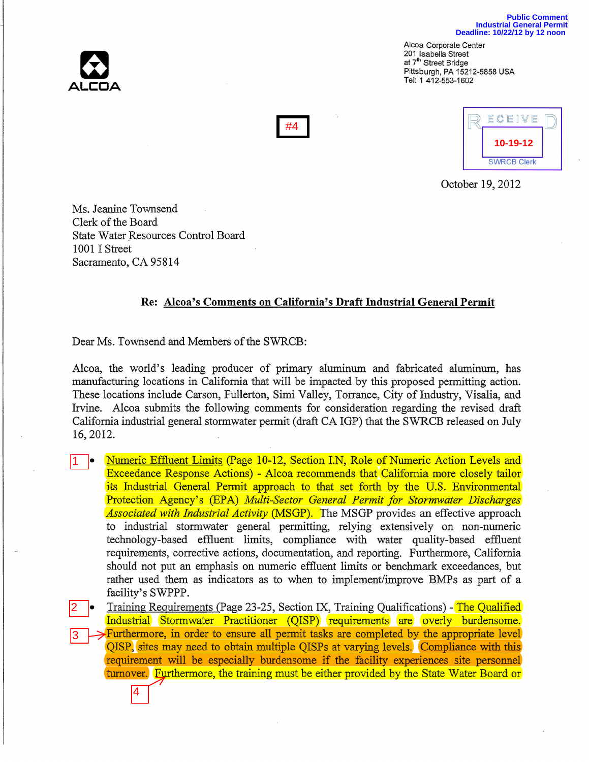Public Comment
Industrial General Permit
Deadline: 10/22/12 by 12 noon

ALCOA

Alcoa Corporate Center
201 Isabella Street
at 7th Street Bridge
Pittsburgh, PA 15212-5858 USA
Tel: 1 412-553-1602

#4

RECEIVED
10-19-12
SWRCB Clerk

October 19, 2012

Ms. Jeanine Townsend
Clerk of the Board
State Water Resources Control Board
1001 I Street
Sacramento, CA 95814

**Re: Alcoa's Comments on California's Draft Industrial General Permit**

Dear Ms. Townsend and Members of the SWRCB:

Alcoa, the world's leading producer of primary aluminum and fabricated aluminum, has manufacturing locations in California that will be impacted by this proposed permitting action. These locations include Carson, Fullerton, Simi Valley, Torrance, City of Industry, Visalia, and Irvine. Alcoa submits the following comments for consideration regarding the revised draft California industrial general stormwater permit (draft CA IGP) that the SWRCB released on July 16, 2012.

1. - Numeric Effluent Limits (Page 10-12, Section I.N, Role of Numeric Action Levels and Exceedance Response Actions) - Alcoa recommends that California more closely tailor its Industrial General Permit approach to that set forth by the U.S. Environmental Protection Agency's (EPA) *Multi-Sector General Permit for Stormwater Discharges Associated with Industrial Activity* (MSGP). The MSGP provides an effective approach to industrial stormwater general permitting, relying extensively on non-numeric technology-based effluent limits, compliance with water quality-based effluent requirements, corrective actions, documentation, and reporting. Furthermore, California should not put an emphasis on numeric effluent limits or benchmark exceedances, but rather used them as indicators as to when to implement/improve BMPs as part of a facility's SWPPP.

2. - Training Requirements (Page 23-25, Section IX, Training Qualifications) - The Qualified Industrial Stormwater Practitioner (QISP) requirements are overly burdensome.

3. Furthermore, in order to ensure all permit tasks are completed by the appropriate level QISP, sites may need to obtain multiple QISPs at varying levels. Compliance with this requirement will be especially burdensome if the facility experiences site personnel turnover.

4. Furthermore, the training must be either provided by the State Water Board or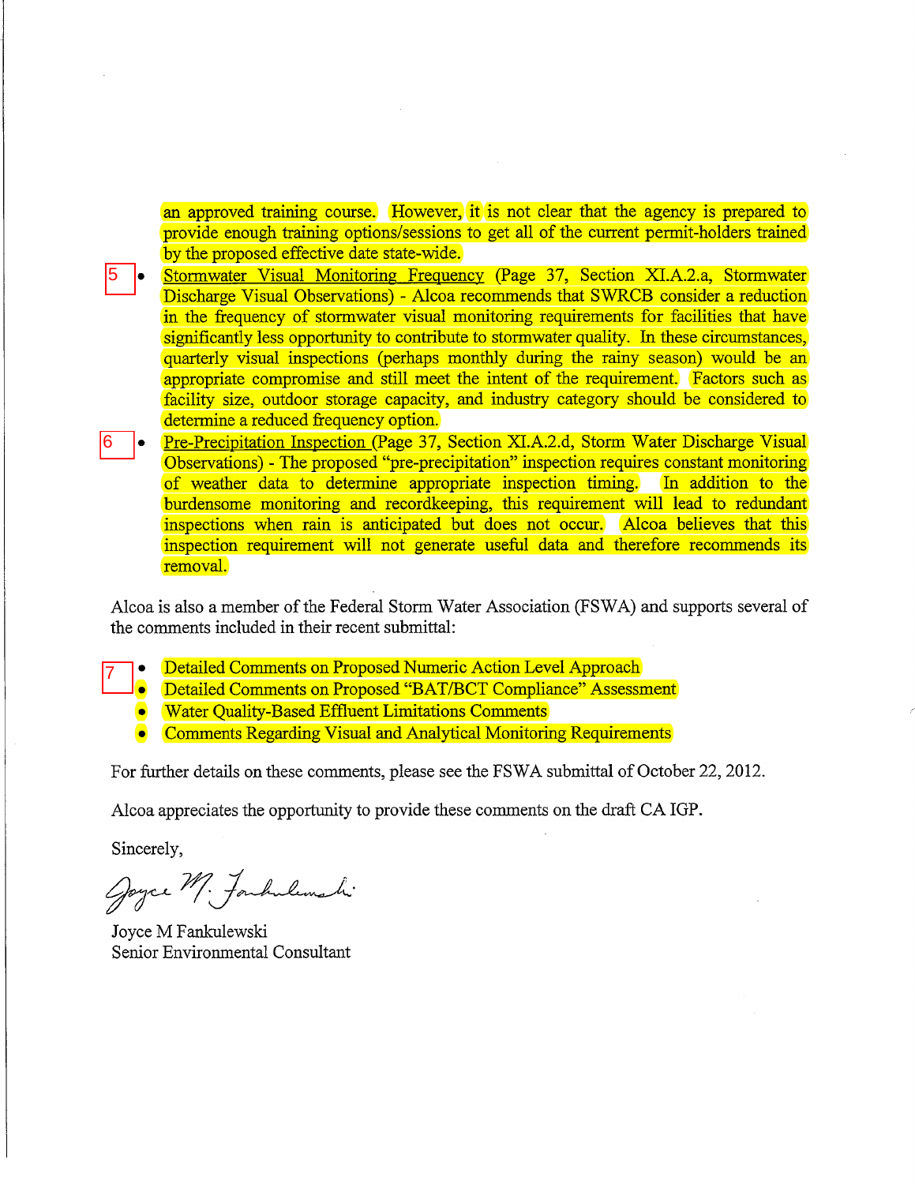an approved training course. However, it is not clear that the agency is prepared to provide enough training options/sessions to get all of the current permit-holders trained by the proposed effective date state-wide.

5

- Stormwater Visual Monitoring Frequency (Page 37, Section XI.A.2.a, Stormwater Discharge Visual Observations) - Alcoa recommends that SWRCB consider a reduction in the frequency of stormwater visual monitoring requirements for facilities that have significantly less opportunity to contribute to stormwater quality. In these circumstances, quarterly visual inspections (perhaps monthly during the rainy season) would be an appropriate compromise and still meet the intent of the requirement. Factors such as facility size, outdoor storage capacity, and industry category should be considered to determine a reduced frequency option.

6

- Pre-Precipitation Inspection (Page 37, Section XI.A.2.d, Storm Water Discharge Visual Observations) - The proposed "pre-precipitation" inspection requires constant monitoring of weather data to determine appropriate inspection timing. In addition to the burdensome monitoring and recordkeeping, this requirement will lead to redundant inspections when rain is anticipated but does not occur. Alcoa believes that this inspection requirement will not generate useful data and therefore recommends its removal.

Alcoa is also a member of the Federal Storm Water Association (FSWA) and supports several of the comments included in their recent submittal:

7

- Detailed Comments on Proposed Numeric Action Level Approach
- Detailed Comments on Proposed "BAT/BCT Compliance" Assessment
- Water Quality-Based Effluent Limitations Comments
- Comments Regarding Visual and Analytical Monitoring Requirements

For further details on these comments, please see the FSWA submittal of October 22, 2012.

Alcoa appreciates the opportunity to provide these comments on the draft CA IGP.

Sincerely,

Joyce M Fankulewski

Joyce M Fankulewski
Senior Environmental Consultant